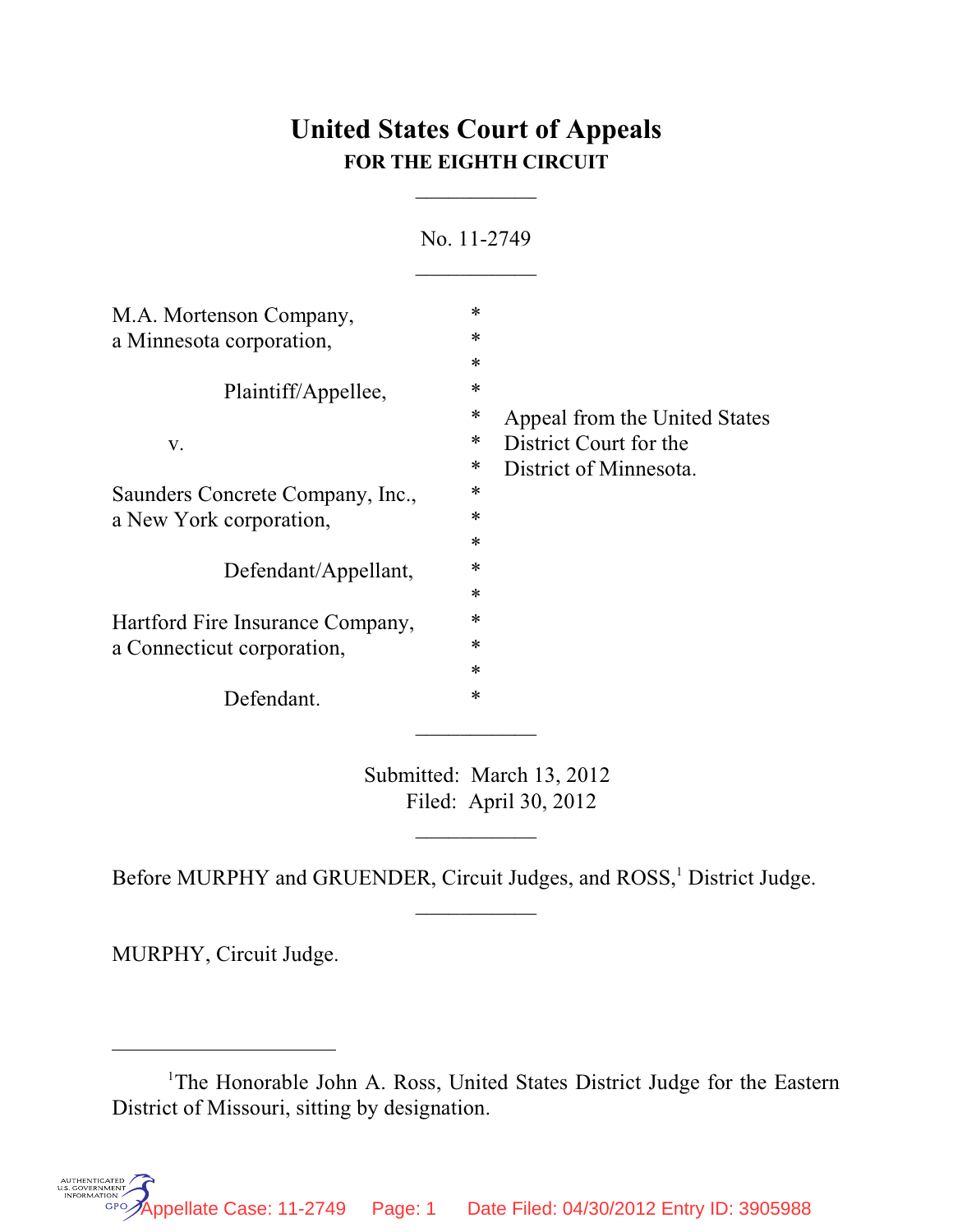# United States Court of Appeals
## FOR THE EIGHTH CIRCUIT

___________

No. 11-2749

___________

M.A. Mortenson Company, a Minnesota corporation,

Plaintiff/Appellee,

v.

Saunders Concrete Company, Inc., a New York corporation,

Defendant/Appellant,

Hartford Fire Insurance Company, a Connecticut corporation,

Defendant.

Appeal from the United States District Court for the District of Minnesota.

___________

Submitted: March 13, 2012
Filed: April 30, 2012

___________

Before MURPHY and GRUENDER, Circuit Judges, and ROSS,[1] District Judge.

___________

MURPHY, Circuit Judge.

---

[1]The Honorable John A. Ross, United States District Judge for the Eastern District of Missouri, sitting by designation.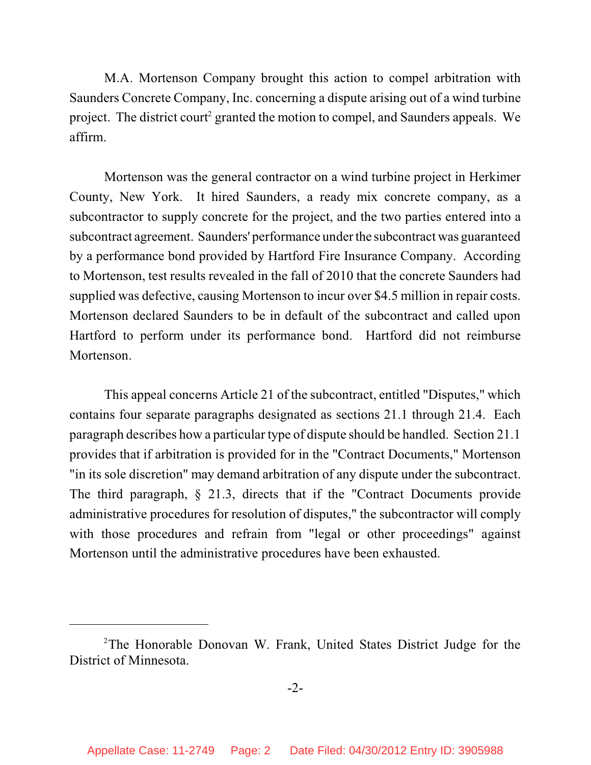M.A. Mortenson Company brought this action to compel arbitration with Saunders Concrete Company, Inc. concerning a dispute arising out of a wind turbine project. The district court[2] granted the motion to compel, and Saunders appeals. We affirm.

Mortenson was the general contractor on a wind turbine project in Herkimer County, New York. It hired Saunders, a ready mix concrete company, as a subcontractor to supply concrete for the project, and the two parties entered into a subcontract agreement. Saunders' performance under the subcontract was guaranteed by a performance bond provided by Hartford Fire Insurance Company. According to Mortenson, test results revealed in the fall of 2010 that the concrete Saunders had supplied was defective, causing Mortenson to incur over $4.5 million in repair costs. Mortenson declared Saunders to be in default of the subcontract and called upon Hartford to perform under its performance bond. Hartford did not reimburse Mortenson.

This appeal concerns Article 21 of the subcontract, entitled "Disputes," which contains four separate paragraphs designated as sections 21.1 through 21.4. Each paragraph describes how a particular type of dispute should be handled. Section 21.1 provides that if arbitration is provided for in the "Contract Documents," Mortenson "in its sole discretion" may demand arbitration of any dispute under the subcontract. The third paragraph, § 21.3, directs that if the "Contract Documents provide administrative procedures for resolution of disputes," the subcontractor will comply with those procedures and refrain from "legal or other proceedings" against Mortenson until the administrative procedures have been exhausted.

---

[2]The Honorable Donovan W. Frank, United States District Judge for the District of Minnesota.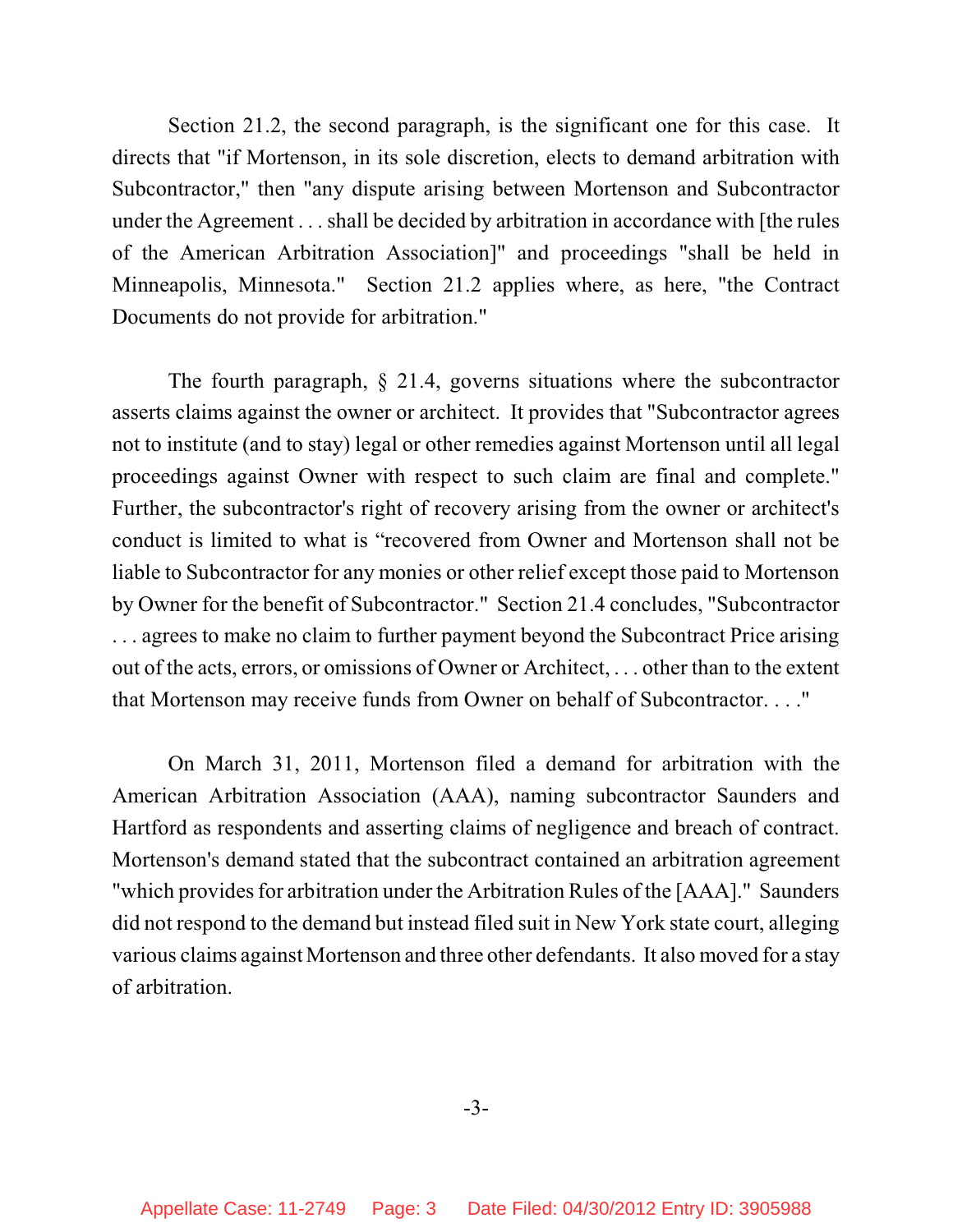Section 21.2, the second paragraph, is the significant one for this case. It directs that "if Mortenson, in its sole discretion, elects to demand arbitration with Subcontractor," then "any dispute arising between Mortenson and Subcontractor under the Agreement . . . shall be decided by arbitration in accordance with [the rules of the American Arbitration Association]" and proceedings "shall be held in Minneapolis, Minnesota." Section 21.2 applies where, as here, "the Contract Documents do not provide for arbitration."

The fourth paragraph, § 21.4, governs situations where the subcontractor asserts claims against the owner or architect. It provides that "Subcontractor agrees not to institute (and to stay) legal or other remedies against Mortenson until all legal proceedings against Owner with respect to such claim are final and complete." Further, the subcontractor's right of recovery arising from the owner or architect's conduct is limited to what is "recovered from Owner and Mortenson shall not be liable to Subcontractor for any monies or other relief except those paid to Mortenson by Owner for the benefit of Subcontractor." Section 21.4 concludes, "Subcontractor . . . agrees to make no claim to further payment beyond the Subcontract Price arising out of the acts, errors, or omissions of Owner or Architect, . . . other than to the extent that Mortenson may receive funds from Owner on behalf of Subcontractor. . . ."

On March 31, 2011, Mortenson filed a demand for arbitration with the American Arbitration Association (AAA), naming subcontractor Saunders and Hartford as respondents and asserting claims of negligence and breach of contract. Mortenson's demand stated that the subcontract contained an arbitration agreement "which provides for arbitration under the Arbitration Rules of the [AAA]." Saunders did not respond to the demand but instead filed suit in New York state court, alleging various claims against Mortenson and three other defendants. It also moved for a stay of arbitration.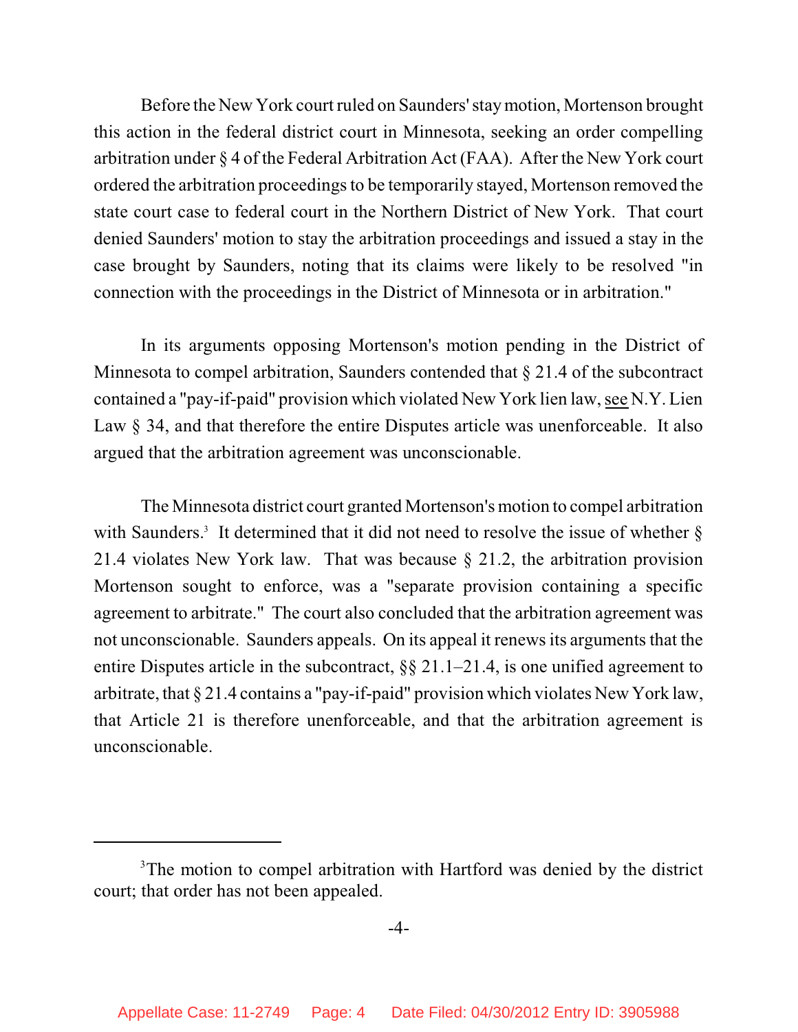Before the New York court ruled on Saunders' stay motion, Mortenson brought this action in the federal district court in Minnesota, seeking an order compelling arbitration under § 4 of the Federal Arbitration Act (FAA). After the New York court ordered the arbitration proceedings to be temporarily stayed, Mortenson removed the state court case to federal court in the Northern District of New York. That court denied Saunders' motion to stay the arbitration proceedings and issued a stay in the case brought by Saunders, noting that its claims were likely to be resolved "in connection with the proceedings in the District of Minnesota or in arbitration."

In its arguments opposing Mortenson's motion pending in the District of Minnesota to compel arbitration, Saunders contended that § 21.4 of the subcontract contained a "pay-if-paid" provision which violated New York lien law, see N.Y. Lien Law § 34, and that therefore the entire Disputes article was unenforceable. It also argued that the arbitration agreement was unconscionable.

The Minnesota district court granted Mortenson's motion to compel arbitration with Saunders.[3] It determined that it did not need to resolve the issue of whether § 21.4 violates New York law. That was because § 21.2, the arbitration provision Mortenson sought to enforce, was a "separate provision containing a specific agreement to arbitrate." The court also concluded that the arbitration agreement was not unconscionable. Saunders appeals. On its appeal it renews its arguments that the entire Disputes article in the subcontract, §§ 21.1–21.4, is one unified agreement to arbitrate, that § 21.4 contains a "pay-if-paid" provision which violates New York law, that Article 21 is therefore unenforceable, and that the arbitration agreement is unconscionable.

[3]The motion to compel arbitration with Hartford was denied by the district court; that order has not been appealed.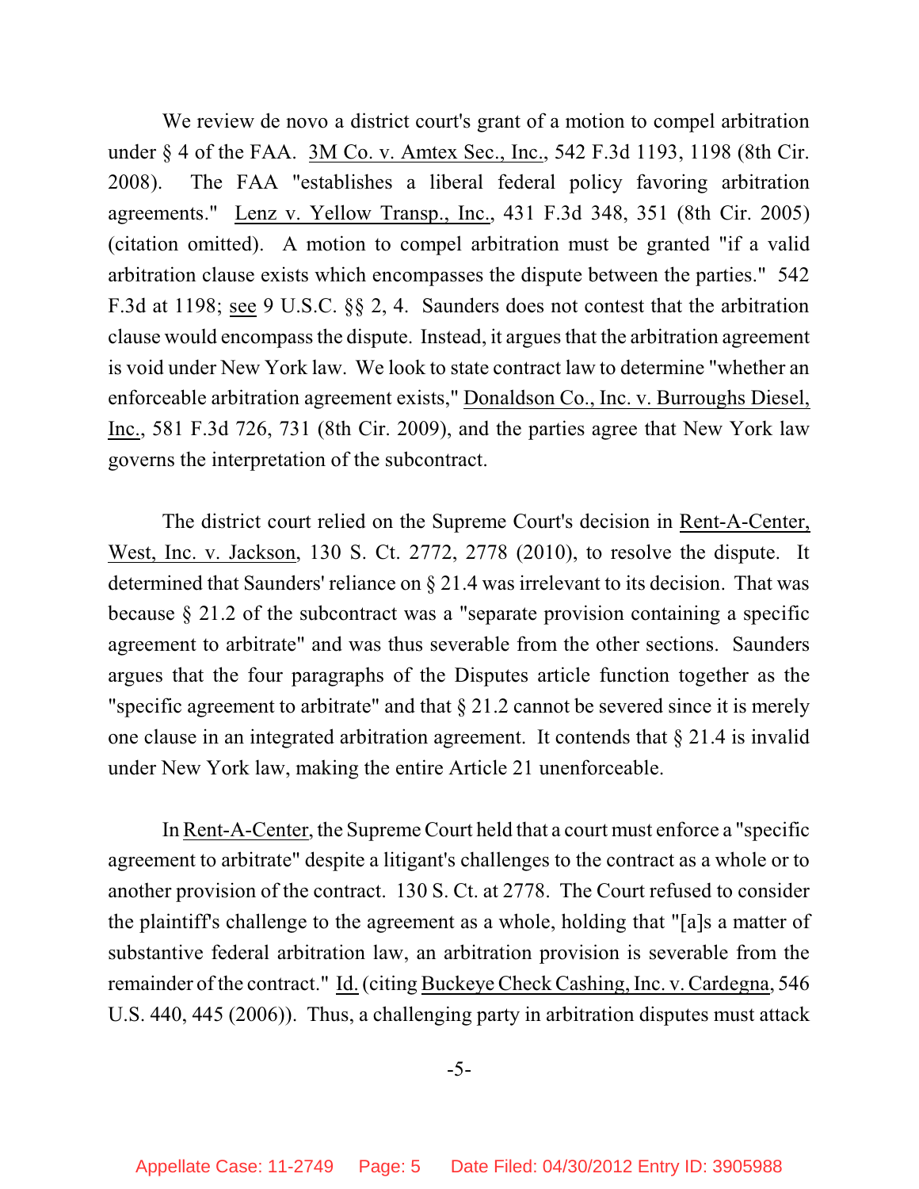We review de novo a district court's grant of a motion to compel arbitration under § 4 of the FAA. 3M Co. v. Amtex Sec., Inc., 542 F.3d 1193, 1198 (8th Cir. 2008). The FAA "establishes a liberal federal policy favoring arbitration agreements." Lenz v. Yellow Transp., Inc., 431 F.3d 348, 351 (8th Cir. 2005) (citation omitted). A motion to compel arbitration must be granted "if a valid arbitration clause exists which encompasses the dispute between the parties." 542 F.3d at 1198; see 9 U.S.C. §§ 2, 4. Saunders does not contest that the arbitration clause would encompass the dispute. Instead, it argues that the arbitration agreement is void under New York law. We look to state contract law to determine "whether an enforceable arbitration agreement exists," Donaldson Co., Inc. v. Burroughs Diesel, Inc., 581 F.3d 726, 731 (8th Cir. 2009), and the parties agree that New York law governs the interpretation of the subcontract.

The district court relied on the Supreme Court's decision in Rent-A-Center, West, Inc. v. Jackson, 130 S. Ct. 2772, 2778 (2010), to resolve the dispute. It determined that Saunders' reliance on § 21.4 was irrelevant to its decision. That was because § 21.2 of the subcontract was a "separate provision containing a specific agreement to arbitrate" and was thus severable from the other sections. Saunders argues that the four paragraphs of the Disputes article function together as the "specific agreement to arbitrate" and that § 21.2 cannot be severed since it is merely one clause in an integrated arbitration agreement. It contends that § 21.4 is invalid under New York law, making the entire Article 21 unenforceable.

In Rent-A-Center, the Supreme Court held that a court must enforce a "specific agreement to arbitrate" despite a litigant's challenges to the contract as a whole or to another provision of the contract. 130 S. Ct. at 2778. The Court refused to consider the plaintiff's challenge to the agreement as a whole, holding that "[a]s a matter of substantive federal arbitration law, an arbitration provision is severable from the remainder of the contract." Id. (citing Buckeye Check Cashing, Inc. v. Cardegna, 546 U.S. 440, 445 (2006)). Thus, a challenging party in arbitration disputes must attack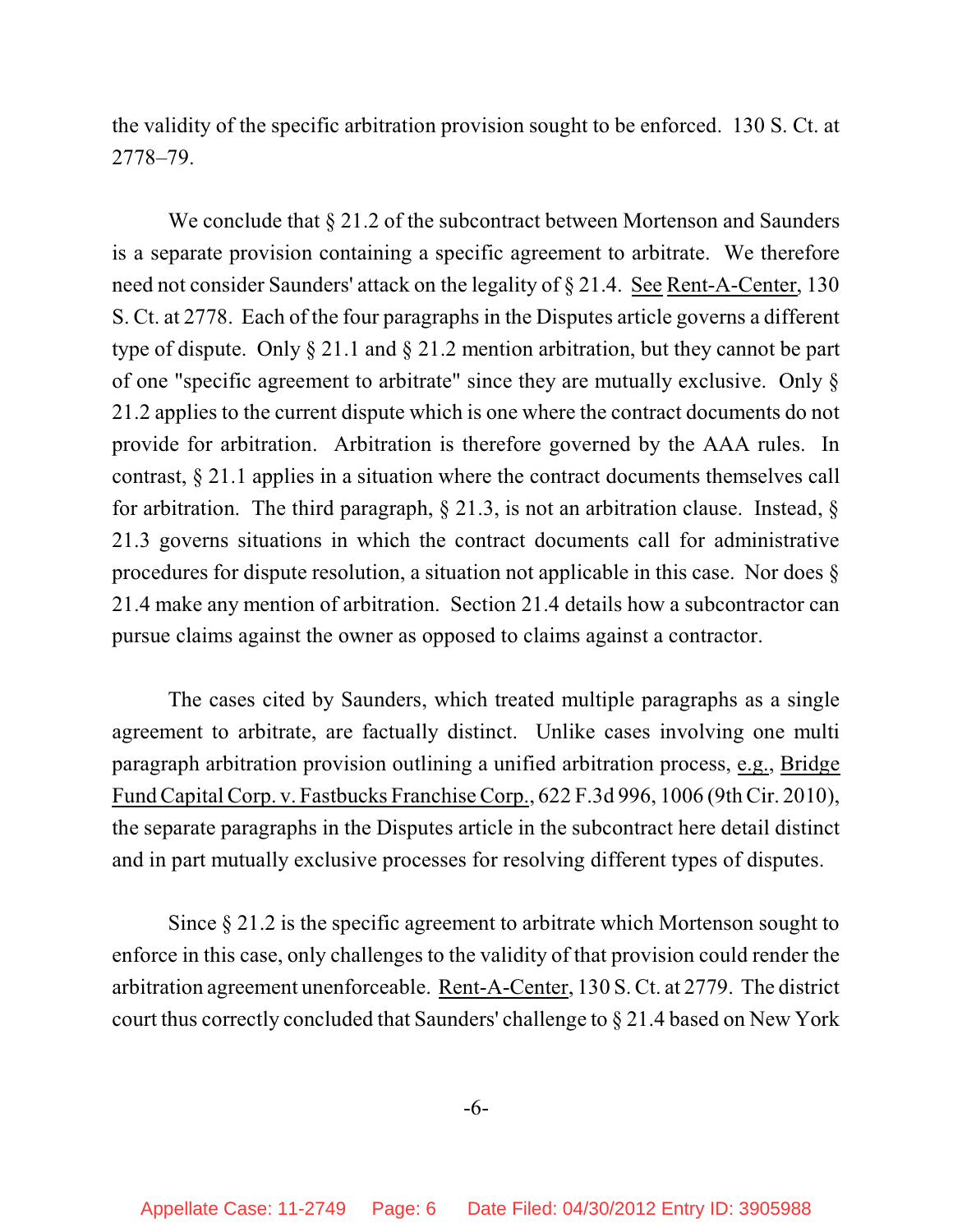the validity of the specific arbitration provision sought to be enforced. 130 S. Ct. at 2778–79.

We conclude that § 21.2 of the subcontract between Mortenson and Saunders is a separate provision containing a specific agreement to arbitrate. We therefore need not consider Saunders' attack on the legality of § 21.4. See Rent-A-Center, 130 S. Ct. at 2778. Each of the four paragraphs in the Disputes article governs a different type of dispute. Only § 21.1 and § 21.2 mention arbitration, but they cannot be part of one "specific agreement to arbitrate" since they are mutually exclusive. Only § 21.2 applies to the current dispute which is one where the contract documents do not provide for arbitration. Arbitration is therefore governed by the AAA rules. In contrast, § 21.1 applies in a situation where the contract documents themselves call for arbitration. The third paragraph, § 21.3, is not an arbitration clause. Instead, § 21.3 governs situations in which the contract documents call for administrative procedures for dispute resolution, a situation not applicable in this case. Nor does § 21.4 make any mention of arbitration. Section 21.4 details how a subcontractor can pursue claims against the owner as opposed to claims against a contractor.

The cases cited by Saunders, which treated multiple paragraphs as a single agreement to arbitrate, are factually distinct. Unlike cases involving one multi paragraph arbitration provision outlining a unified arbitration process, e.g., Bridge Fund Capital Corp. v. Fastbucks Franchise Corp., 622 F.3d 996, 1006 (9th Cir. 2010), the separate paragraphs in the Disputes article in the subcontract here detail distinct and in part mutually exclusive processes for resolving different types of disputes.

Since § 21.2 is the specific agreement to arbitrate which Mortenson sought to enforce in this case, only challenges to the validity of that provision could render the arbitration agreement unenforceable. Rent-A-Center, 130 S. Ct. at 2779. The district court thus correctly concluded that Saunders' challenge to § 21.4 based on New York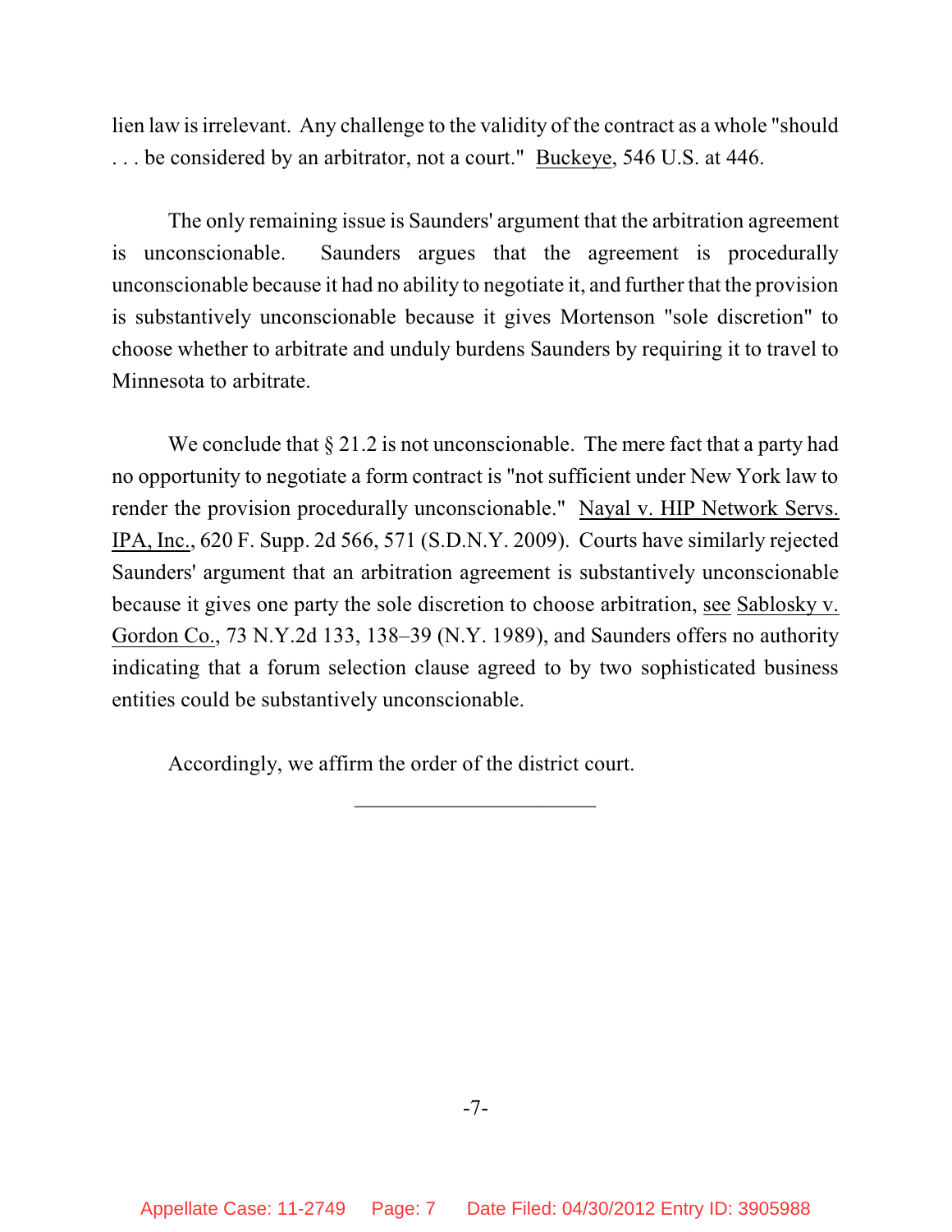lien law is irrelevant. Any challenge to the validity of the contract as a whole "should . . . be considered by an arbitrator, not a court." Buckeye, 546 U.S. at 446.

The only remaining issue is Saunders' argument that the arbitration agreement is unconscionable. Saunders argues that the agreement is procedurally unconscionable because it had no ability to negotiate it, and further that the provision is substantively unconscionable because it gives Mortenson "sole discretion" to choose whether to arbitrate and unduly burdens Saunders by requiring it to travel to Minnesota to arbitrate.

We conclude that § 21.2 is not unconscionable. The mere fact that a party had no opportunity to negotiate a form contract is "not sufficient under New York law to render the provision procedurally unconscionable." Nayal v. HIP Network Servs. IPA, Inc., 620 F. Supp. 2d 566, 571 (S.D.N.Y. 2009). Courts have similarly rejected Saunders' argument that an arbitration agreement is substantively unconscionable because it gives one party the sole discretion to choose arbitration, see Sablosky v. Gordon Co., 73 N.Y.2d 133, 138–39 (N.Y. 1989), and Saunders offers no authority indicating that a forum selection clause agreed to by two sophisticated business entities could be substantively unconscionable.

Accordingly, we affirm the order of the district court.

______________________